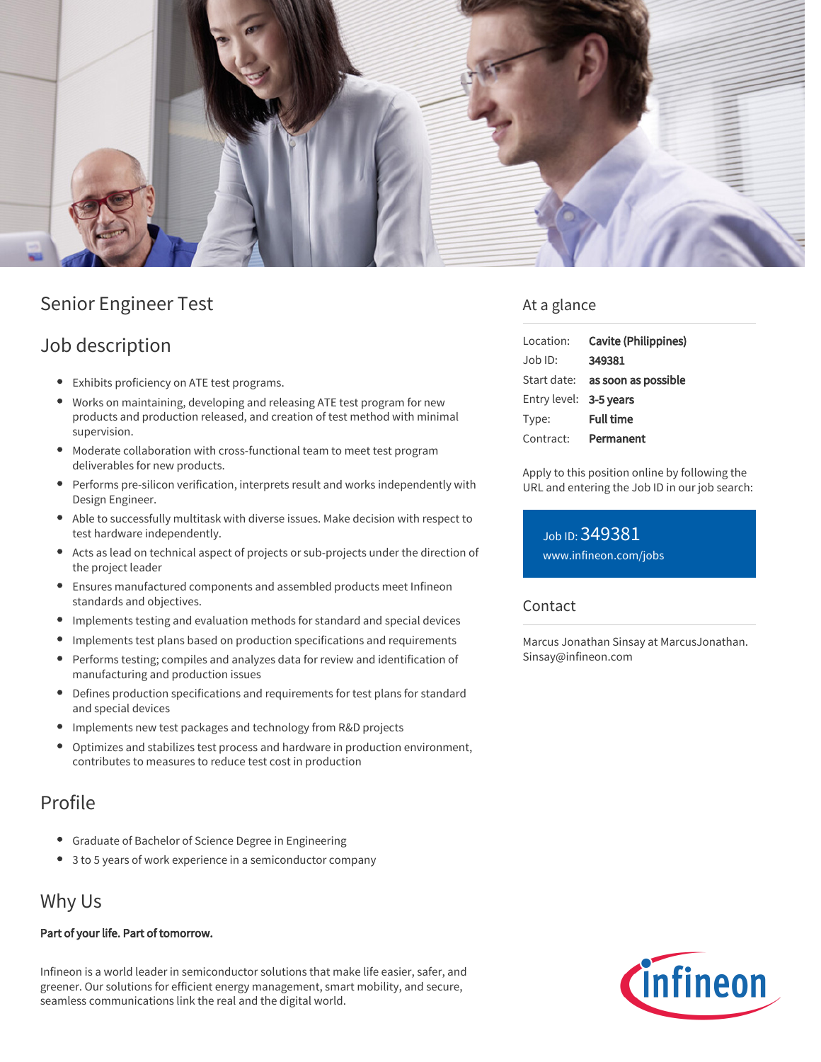# Senior Engineer Test

## Job description

- Exhibits proficiency on ATE test programs.
- Works on maintaining, developing and releasing ATE test program for new products and production released, and creation of test method with minimal supervision.
- Moderate collaboration with cross-functional team to meet test program deliverables for new products.
- Performs pre-silicon verification, interprets result and works independently with Design Engineer.
- Able to successfully multitask with diverse issues. Make decision with respect to test hardware independently.
- Acts as lead on technical aspect of projects or sub-projects under the direction of the project leader
- Ensures manufactured components and assembled products meet Infineon standards and objectives.
- Implements testing and evaluation methods for standard and special devices
- Implements test plans based on production specifications and requirements
- Performs testing; compiles and analyzes data for review and identification of manufacturing and production issues
- Defines production specifications and requirements for test plans for standard and special devices
- Implements new test packages and technology from R&D projects
- Optimizes and stabilizes test process and hardware in production environment, contributes to measures to reduce test cost in production

## Profile

- Graduate of Bachelor of Science Degree in Engineering
- 3 to 5 years of work experience in a semiconductor company

## Why Us

**Part of your life. Part of tomorrow.**

Infineon is a world leader in semiconductor solutions that make life easier, safer, and greener. Our solutions for efficient energy management, smart mobility, and secure, seamless communications link the real and the digital world.

## At a glance

| | |
|---|---|
| Location: | **Cavite (Philippines)** |
| Job ID: | **349381** |
| Start date: | **as soon as possible** |
| Entry level: | **3-5 years** |
| Type: | **Full time** |
| Contract: | **Permanent** |

Apply to this position online by following the URL and entering the Job ID in our job search:

Job ID: 349381
www.infineon.com/jobs

## Contact

Marcus Jonathan Sinsay at MarcusJonathan.Sinsay@infineon.com